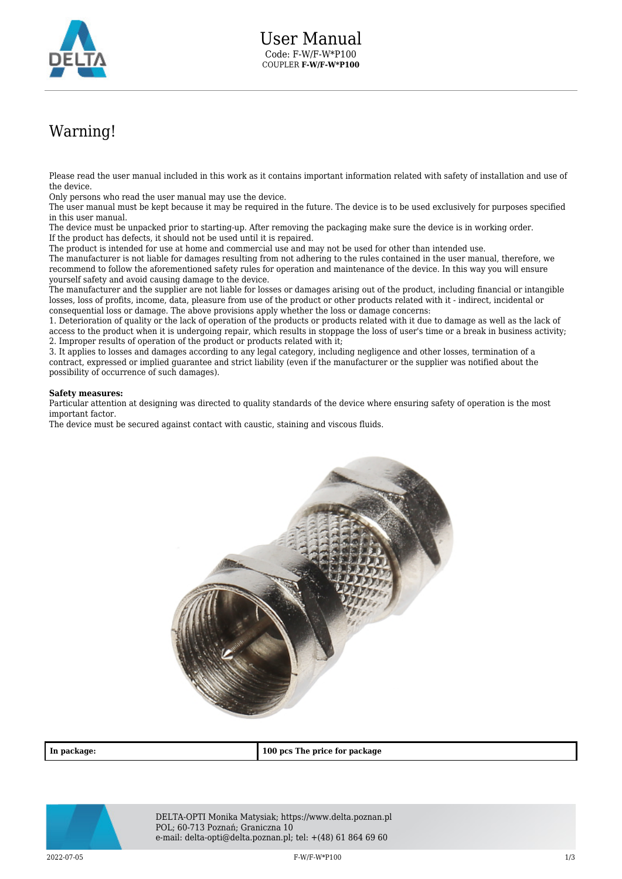# User Manual

Code: F-W/F-W*P100
COUPLER **F-W/F-W*P100**

## Warning!

Please read the user manual included in this work as it contains important information related with safety of installation and use of the device.
Only persons who read the user manual may use the device.
The user manual must be kept because it may be required in the future. The device is to be used exclusively for purposes specified in this user manual.
The device must be unpacked prior to starting-up. After removing the packaging make sure the device is in working order.
If the product has defects, it should not be used until it is repaired.
The product is intended for use at home and commercial use and may not be used for other than intended use.
The manufacturer is not liable for damages resulting from not adhering to the rules contained in the user manual, therefore, we recommend to follow the aforementioned safety rules for operation and maintenance of the device. In this way you will ensure yourself safety and avoid causing damage to the device.
The manufacturer and the supplier are not liable for losses or damages arising out of the product, including financial or intangible losses, loss of profits, income, data, pleasure from use of the product or other products related with it - indirect, incidental or consequential loss or damage. The above provisions apply whether the loss or damage concerns:
1. Deterioration of quality or the lack of operation of the products or products related with it due to damage as well as the lack of access to the product when it is undergoing repair, which results in stoppage the loss of user's time or a break in business activity;
2. Improper results of operation of the product or products related with it;
3. It applies to losses and damages according to any legal category, including negligence and other losses, termination of a contract, expressed or implied guarantee and strict liability (even if the manufacturer or the supplier was notified about the possibility of occurrence of such damages).

**Safety measures:**
Particular attention at designing was directed to quality standards of the device where ensuring safety of operation is the most important factor.
The device must be secured against contact with caustic, staining and viscous fluids.

| **In package:** | **100 pcs The price for package** |
| --- | --- |

DELTA-OPTI Monika Matysiak; https://www.delta.poznan.pl
POL; 60-713 Poznań; Graniczna 10
e-mail: delta-opti@delta.poznan.pl; tel: +(48) 61 864 69 60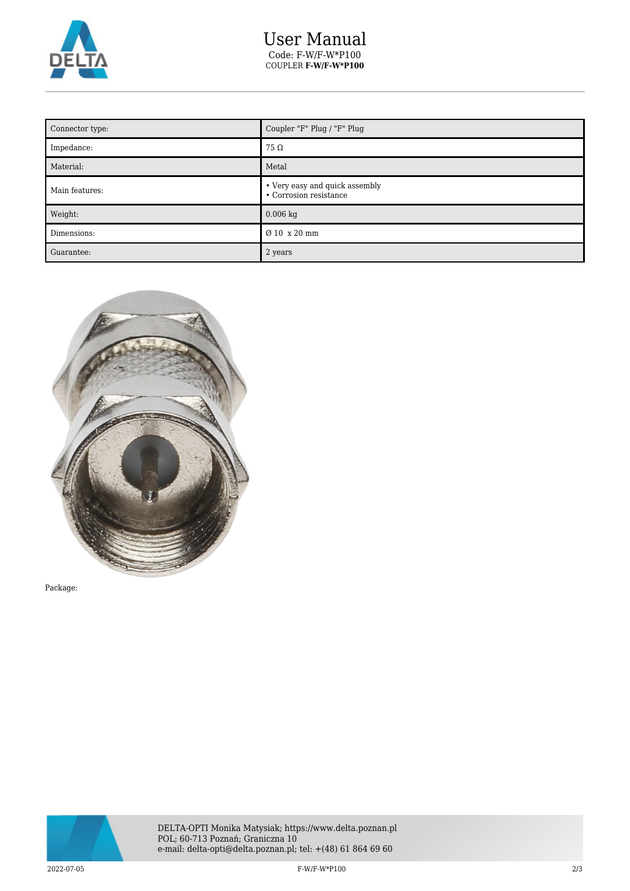| Connector type: | Coupler "F" Plug / "F" Plug |
| --- | --- |
| Impedance: | 75 Ω |
| Material: | Metal |
| Main features: | • Very easy and quick assembly<br>• Corrosion resistance |
| Weight: | 0.006 kg |
| Dimensions: | Ø 10 x 20 mm |
| Guarantee: | 2 years |

Package: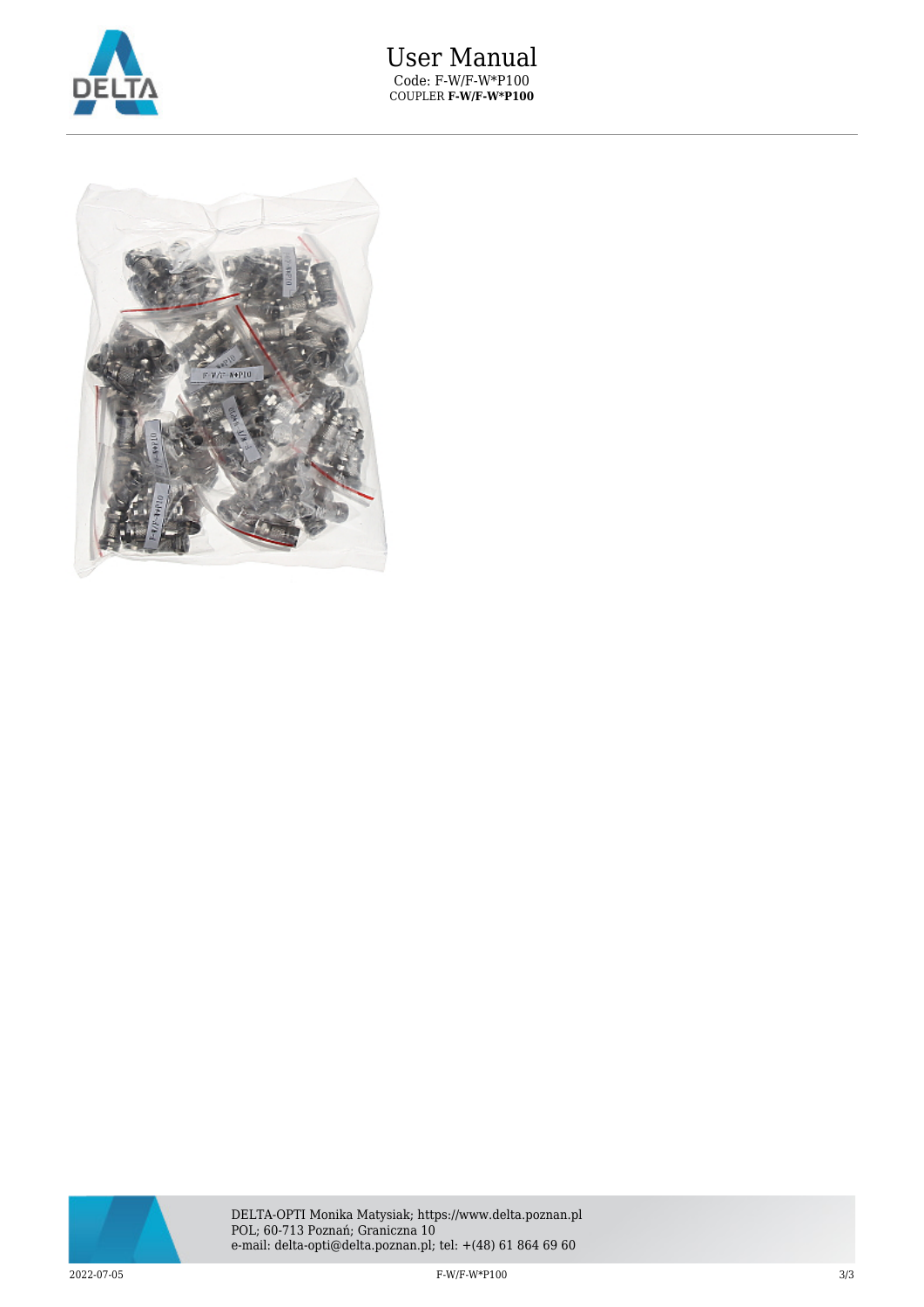DELTA-OPTI Monika Matysiak; https://www.delta.poznan.pl
POL; 60-713 Poznań; Graniczna 10
e-mail: delta-opti@delta.poznan.pl; tel: +(48) 61 864 69 60